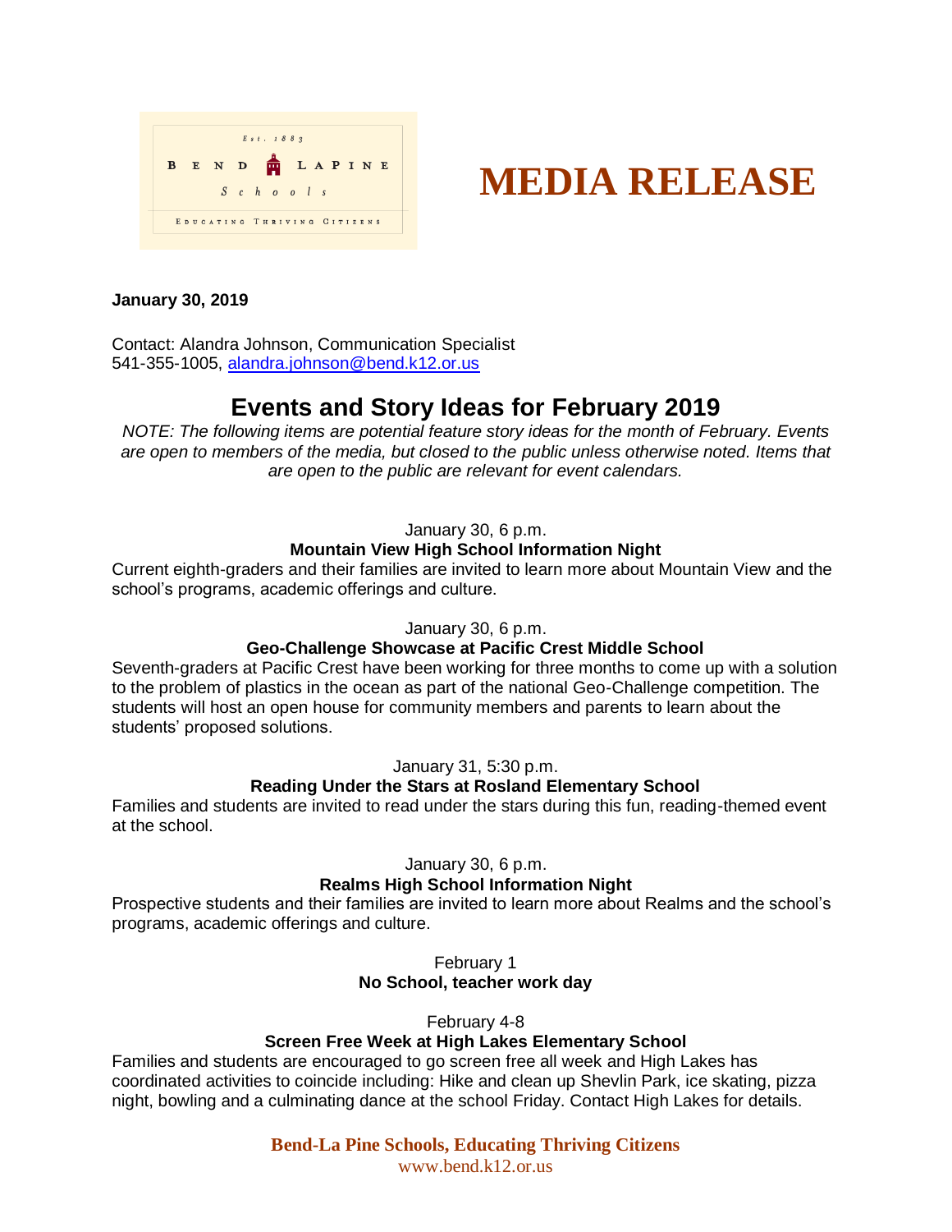Est. 1883

BEND LAPINE Schools

EDUCATING THRIVING CITIZENS

# MEDIA RELEASE

**January 30, 2019**

Contact: Alandra Johnson, Communication Specialist
541-355-1005, alandra.johnson@bend.k12.or.us

## Events and Story Ideas for February 2019

*NOTE: The following items are potential feature story ideas for the month of February. Events are open to members of the media, but closed to the public unless otherwise noted. Items that are open to the public are relevant for event calendars.*

January 30, 6 p.m.
**Mountain View High School Information Night**
Current eighth-graders and their families are invited to learn more about Mountain View and the school's programs, academic offerings and culture.

January 30, 6 p.m.
**Geo-Challenge Showcase at Pacific Crest Middle School**
Seventh-graders at Pacific Crest have been working for three months to come up with a solution to the problem of plastics in the ocean as part of the national Geo-Challenge competition. The students will host an open house for community members and parents to learn about the students' proposed solutions.

January 31, 5:30 p.m.
**Reading Under the Stars at Rosland Elementary School**
Families and students are invited to read under the stars during this fun, reading-themed event at the school.

January 30, 6 p.m.
**Realms High School Information Night**
Prospective students and their families are invited to learn more about Realms and the school's programs, academic offerings and culture.

February 1
**No School, teacher work day**

February 4-8
**Screen Free Week at High Lakes Elementary School**
Families and students are encouraged to go screen free all week and High Lakes has coordinated activities to coincide including: Hike and clean up Shevlin Park, ice skating, pizza night, bowling and a culminating dance at the school Friday. Contact High Lakes for details.

**Bend-La Pine Schools, Educating Thriving Citizens**
www.bend.k12.or.us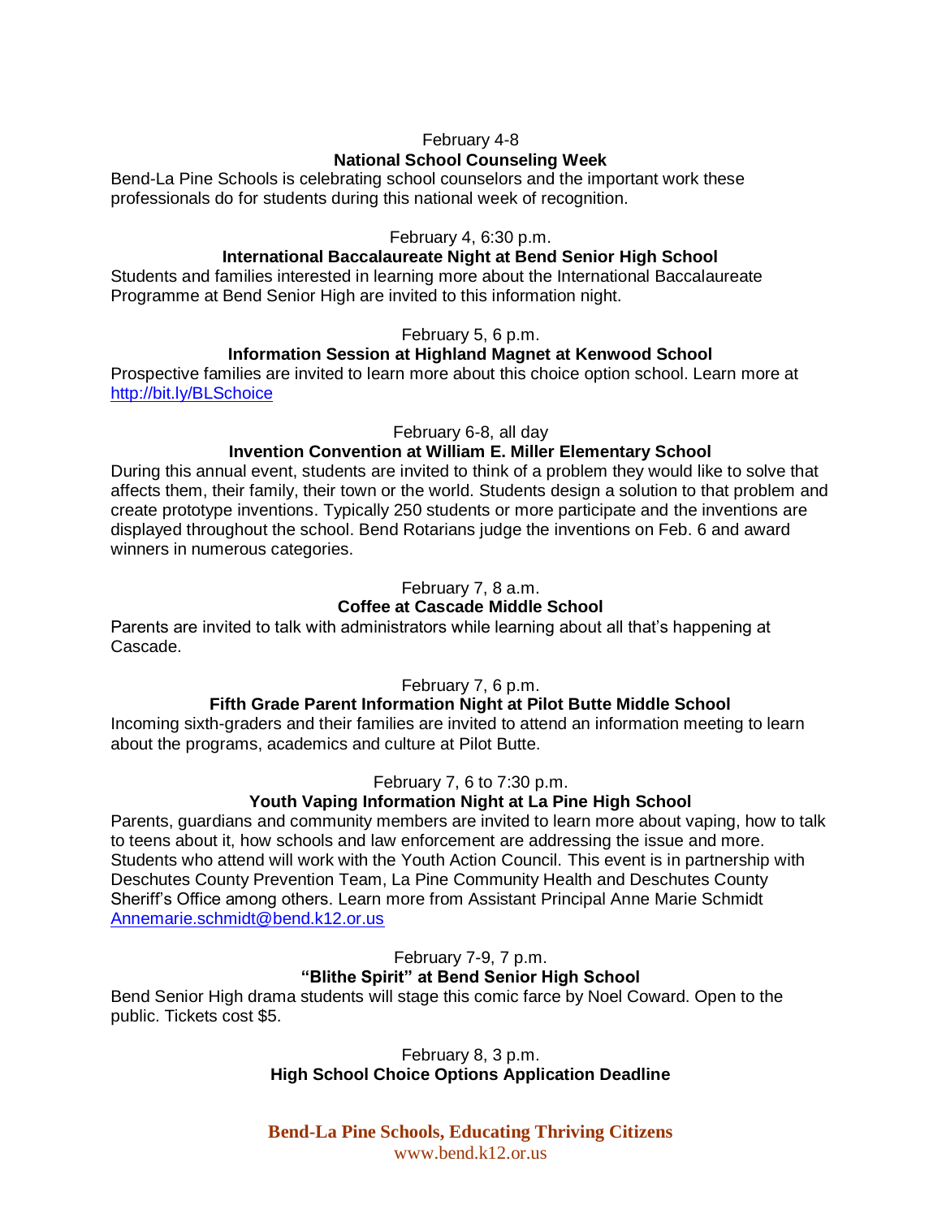February 4-8

**National School Counseling Week**

Bend-La Pine Schools is celebrating school counselors and the important work these professionals do for students during this national week of recognition.

February 4, 6:30 p.m.

**International Baccalaureate Night at Bend Senior High School**

Students and families interested in learning more about the International Baccalaureate Programme at Bend Senior High are invited to this information night.

February 5, 6 p.m.

**Information Session at Highland Magnet at Kenwood School**

Prospective families are invited to learn more about this choice option school. Learn more at [http://bit.ly/BLSchoice](http://bit.ly/BLSchoice)

February 6-8, all day

**Invention Convention at William E. Miller Elementary School**

During this annual event, students are invited to think of a problem they would like to solve that affects them, their family, their town or the world. Students design a solution to that problem and create prototype inventions. Typically 250 students or more participate and the inventions are displayed throughout the school. Bend Rotarians judge the inventions on Feb. 6 and award winners in numerous categories.

February 7, 8 a.m.

**Coffee at Cascade Middle School**

Parents are invited to talk with administrators while learning about all that's happening at Cascade.

February 7, 6 p.m.

**Fifth Grade Parent Information Night at Pilot Butte Middle School**

Incoming sixth-graders and their families are invited to attend an information meeting to learn about the programs, academics and culture at Pilot Butte.

February 7, 6 to 7:30 p.m.

**Youth Vaping Information Night at La Pine High School**

Parents, guardians and community members are invited to learn more about vaping, how to talk to teens about it, how schools and law enforcement are addressing the issue and more. Students who attend will work with the Youth Action Council. This event is in partnership with Deschutes County Prevention Team, La Pine Community Health and Deschutes County Sheriff's Office among others. Learn more from Assistant Principal Anne Marie Schmidt [Annemarie.schmidt@bend.k12.or.us](mailto:Annemarie.schmidt@bend.k12.or.us)

February 7-9, 7 p.m.

**"Blithe Spirit" at Bend Senior High School**

Bend Senior High drama students will stage this comic farce by Noel Coward. Open to the public. Tickets cost $5.

February 8, 3 p.m.

**High School Choice Options Application Deadline**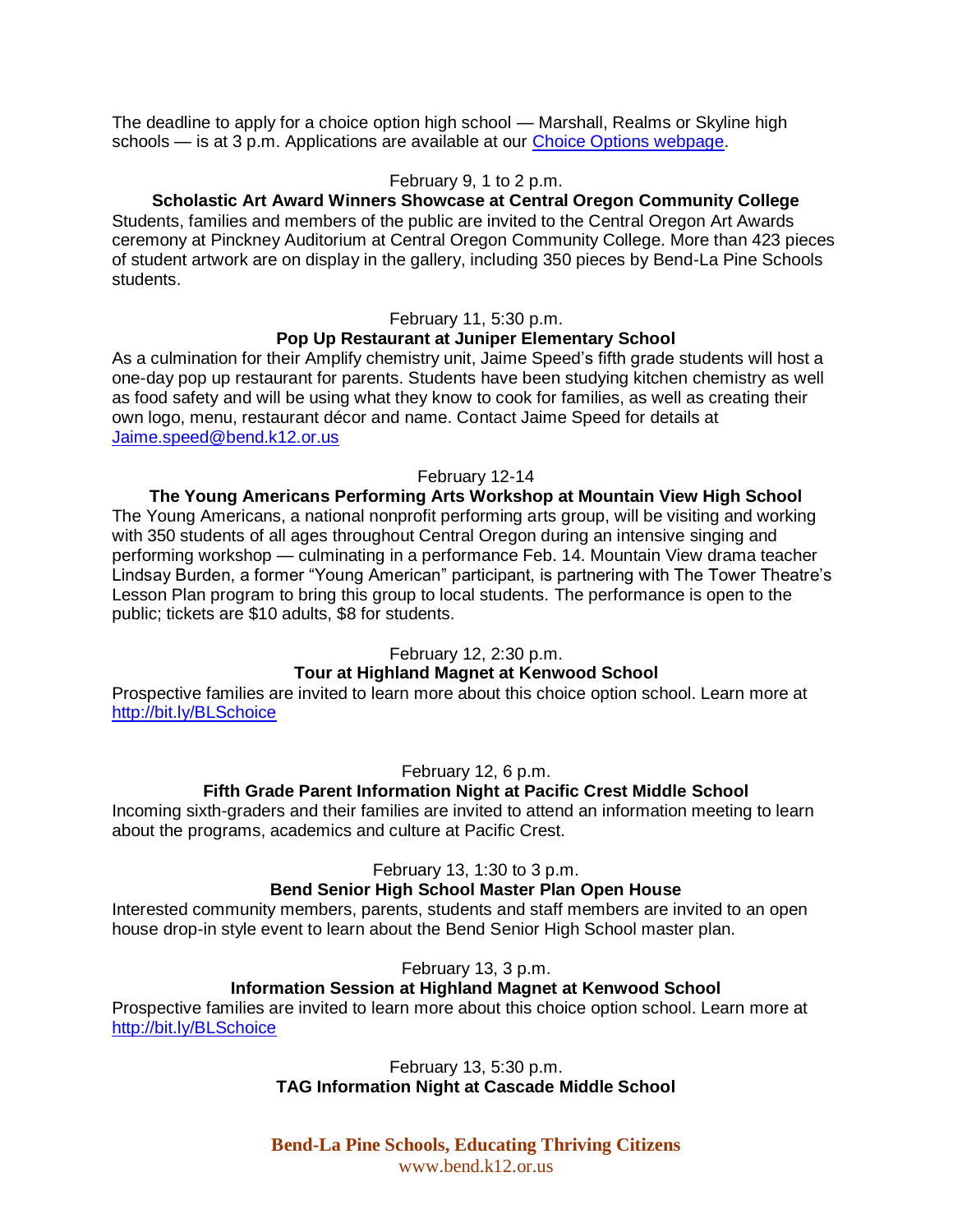The deadline to apply for a choice option high school — Marshall, Realms or Skyline high schools — is at 3 p.m. Applications are available at our [Choice Options webpage](Choice Options webpage).

February 9, 1 to 2 p.m.

**Scholastic Art Award Winners Showcase at Central Oregon Community College**

Students, families and members of the public are invited to the Central Oregon Art Awards ceremony at Pinckney Auditorium at Central Oregon Community College. More than 423 pieces of student artwork are on display in the gallery, including 350 pieces by Bend-La Pine Schools students.

February 11, 5:30 p.m.

**Pop Up Restaurant at Juniper Elementary School**

As a culmination for their Amplify chemistry unit, Jaime Speed's fifth grade students will host a one-day pop up restaurant for parents. Students have been studying kitchen chemistry as well as food safety and will be using what they know to cook for families, as well as creating their own logo, menu, restaurant décor and name. Contact Jaime Speed for details at Jaime.speed@bend.k12.or.us

February 12-14

**The Young Americans Performing Arts Workshop at Mountain View High School**

The Young Americans, a national nonprofit performing arts group, will be visiting and working with 350 students of all ages throughout Central Oregon during an intensive singing and performing workshop — culminating in a performance Feb. 14. Mountain View drama teacher Lindsay Burden, a former "Young American" participant, is partnering with The Tower Theatre's Lesson Plan program to bring this group to local students. The performance is open to the public; tickets are $10 adults, $8 for students.

February 12, 2:30 p.m.

**Tour at Highland Magnet at Kenwood School**

Prospective families are invited to learn more about this choice option school. Learn more at http://bit.ly/BLSchoice

February 12, 6 p.m.

**Fifth Grade Parent Information Night at Pacific Crest Middle School**

Incoming sixth-graders and their families are invited to attend an information meeting to learn about the programs, academics and culture at Pacific Crest.

February 13, 1:30 to 3 p.m.

**Bend Senior High School Master Plan Open House**

Interested community members, parents, students and staff members are invited to an open house drop-in style event to learn about the Bend Senior High School master plan.

February 13, 3 p.m.

**Information Session at Highland Magnet at Kenwood School**

Prospective families are invited to learn more about this choice option school. Learn more at http://bit.ly/BLSchoice

February 13, 5:30 p.m.

**TAG Information Night at Cascade Middle School**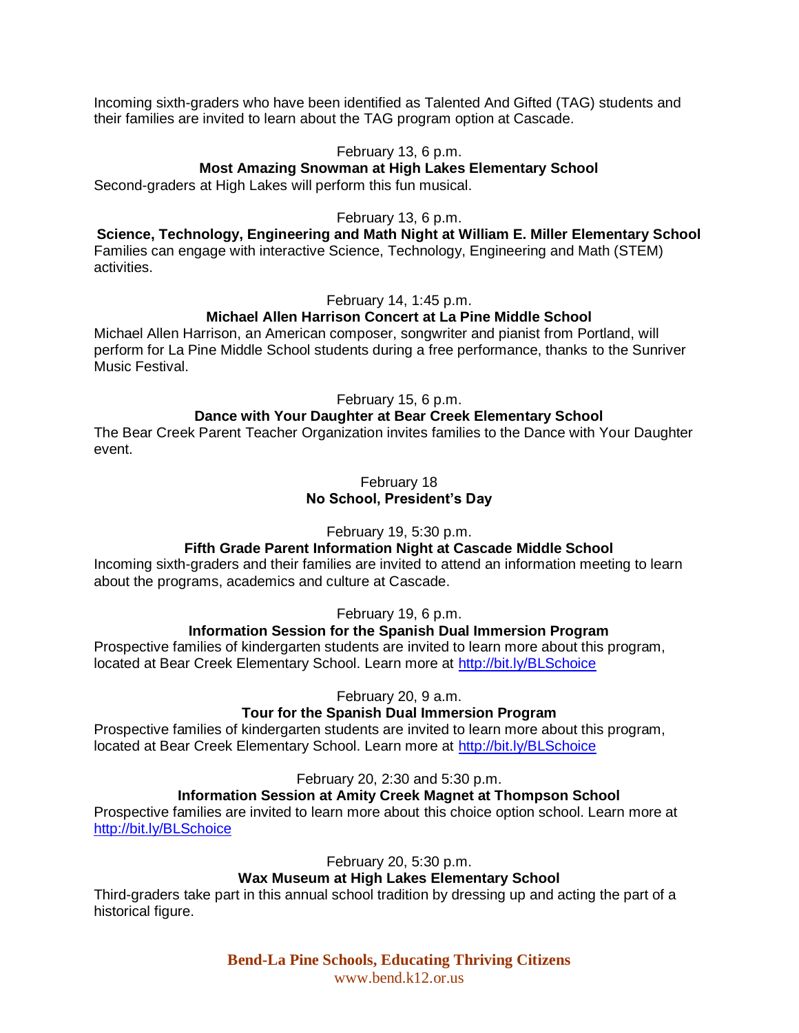Incoming sixth-graders who have been identified as Talented And Gifted (TAG) students and their families are invited to learn about the TAG program option at Cascade.

February 13, 6 p.m.

**Most Amazing Snowman at High Lakes Elementary School**

Second-graders at High Lakes will perform this fun musical.

February 13, 6 p.m.

**Science, Technology, Engineering and Math Night at William E. Miller Elementary School**

Families can engage with interactive Science, Technology, Engineering and Math (STEM) activities.

February 14, 1:45 p.m.

**Michael Allen Harrison Concert at La Pine Middle School**

Michael Allen Harrison, an American composer, songwriter and pianist from Portland, will perform for La Pine Middle School students during a free performance, thanks to the Sunriver Music Festival.

February 15, 6 p.m.

**Dance with Your Daughter at Bear Creek Elementary School**

The Bear Creek Parent Teacher Organization invites families to the Dance with Your Daughter event.

February 18

**No School, President's Day**

February 19, 5:30 p.m.

**Fifth Grade Parent Information Night at Cascade Middle School**

Incoming sixth-graders and their families are invited to attend an information meeting to learn about the programs, academics and culture at Cascade.

February 19, 6 p.m.

**Information Session for the Spanish Dual Immersion Program**

Prospective families of kindergarten students are invited to learn more about this program, located at Bear Creek Elementary School. Learn more at http://bit.ly/BLSchoice

February 20, 9 a.m.

**Tour for the Spanish Dual Immersion Program**

Prospective families of kindergarten students are invited to learn more about this program, located at Bear Creek Elementary School. Learn more at http://bit.ly/BLSchoice

February 20, 2:30 and 5:30 p.m.

**Information Session at Amity Creek Magnet at Thompson School**

Prospective families are invited to learn more about this choice option school. Learn more at http://bit.ly/BLSchoice

February 20, 5:30 p.m.

**Wax Museum at High Lakes Elementary School**

Third-graders take part in this annual school tradition by dressing up and acting the part of a historical figure.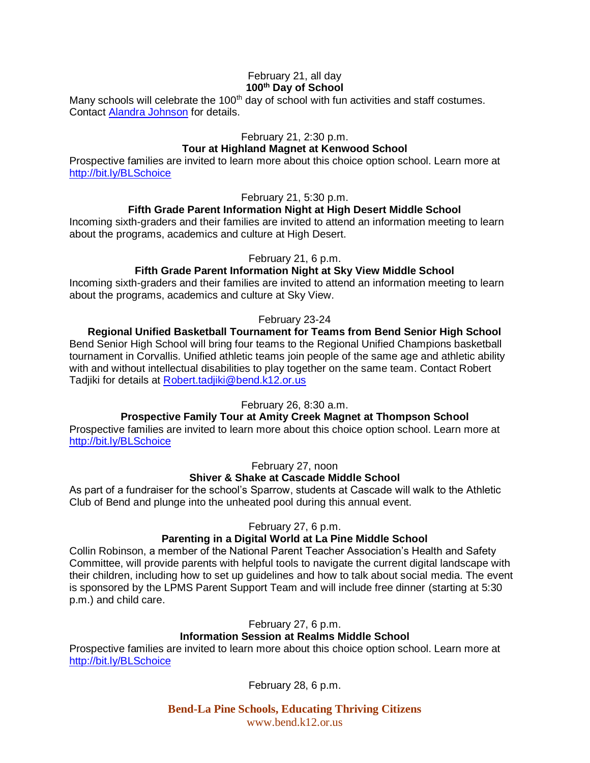February 21, all day

**100th Day of School**

Many schools will celebrate the 100th day of school with fun activities and staff costumes. Contact [Alandra Johnson](#) for details.

February 21, 2:30 p.m.

**Tour at Highland Magnet at Kenwood School**

Prospective families are invited to learn more about this choice option school. Learn more at [http://bit.ly/BLSchoice](http://bit.ly/BLSchoice)

February 21, 5:30 p.m.

**Fifth Grade Parent Information Night at High Desert Middle School**

Incoming sixth-graders and their families are invited to attend an information meeting to learn about the programs, academics and culture at High Desert.

February 21, 6 p.m.

**Fifth Grade Parent Information Night at Sky View Middle School**

Incoming sixth-graders and their families are invited to attend an information meeting to learn about the programs, academics and culture at Sky View.

February 23-24

**Regional Unified Basketball Tournament for Teams from Bend Senior High School**

Bend Senior High School will bring four teams to the Regional Unified Champions basketball tournament in Corvallis. Unified athletic teams join people of the same age and athletic ability with and without intellectual disabilities to play together on the same team. Contact Robert Tadjiki for details at [Robert.tadjiki@bend.k12.or.us](mailto:Robert.tadjiki@bend.k12.or.us)

February 26, 8:30 a.m.

**Prospective Family Tour at Amity Creek Magnet at Thompson School**

Prospective families are invited to learn more about this choice option school. Learn more at [http://bit.ly/BLSchoice](http://bit.ly/BLSchoice)

February 27, noon

**Shiver & Shake at Cascade Middle School**

As part of a fundraiser for the school's Sparrow, students at Cascade will walk to the Athletic Club of Bend and plunge into the unheated pool during this annual event.

February 27, 6 p.m.

**Parenting in a Digital World at La Pine Middle School**

Collin Robinson, a member of the National Parent Teacher Association's Health and Safety Committee, will provide parents with helpful tools to navigate the current digital landscape with their children, including how to set up guidelines and how to talk about social media. The event is sponsored by the LPMS Parent Support Team and will include free dinner (starting at 5:30 p.m.) and child care.

February 27, 6 p.m.

**Information Session at Realms Middle School**

Prospective families are invited to learn more about this choice option school. Learn more at [http://bit.ly/BLSchoice](http://bit.ly/BLSchoice)

February 28, 6 p.m.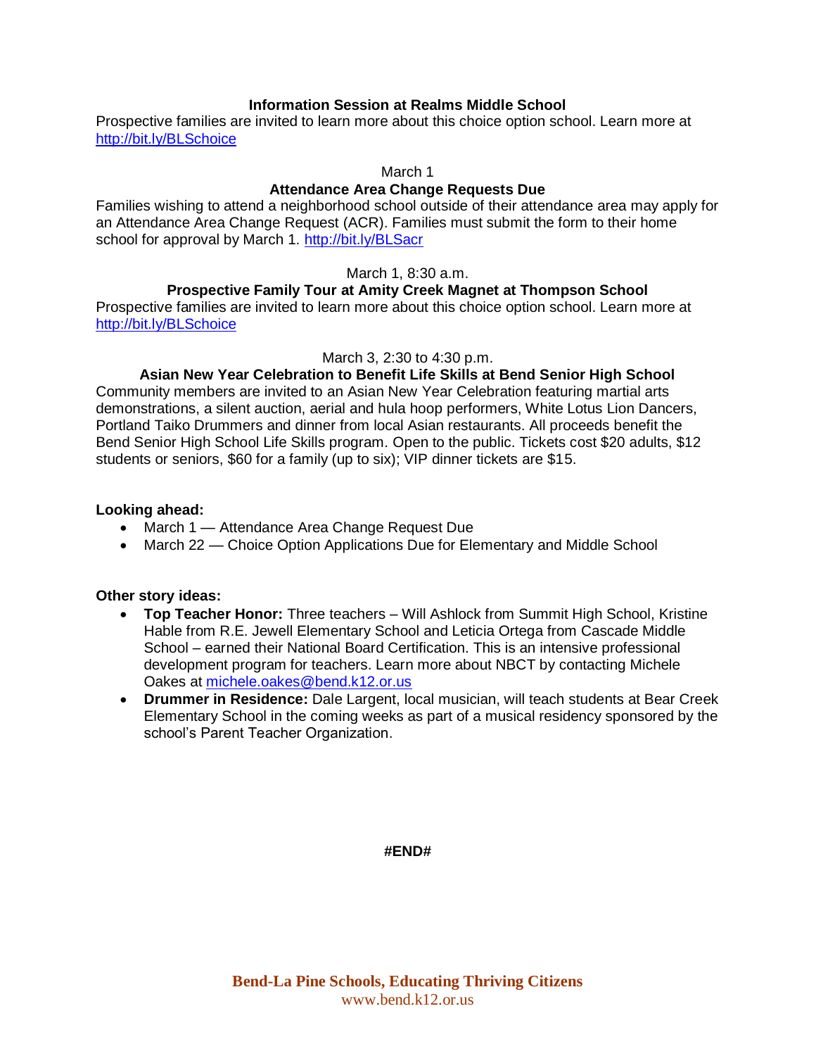**Information Session at Realms Middle School**

Prospective families are invited to learn more about this choice option school. Learn more at http://bit.ly/BLSchoice

March 1

**Attendance Area Change Requests Due**

Families wishing to attend a neighborhood school outside of their attendance area may apply for an Attendance Area Change Request (ACR). Families must submit the form to their home school for approval by March 1. http://bit.ly/BLSacr

March 1, 8:30 a.m.

**Prospective Family Tour at Amity Creek Magnet at Thompson School**

Prospective families are invited to learn more about this choice option school. Learn more at http://bit.ly/BLSchoice

March 3, 2:30 to 4:30 p.m.

**Asian New Year Celebration to Benefit Life Skills at Bend Senior High School**

Community members are invited to an Asian New Year Celebration featuring martial arts demonstrations, a silent auction, aerial and hula hoop performers, White Lotus Lion Dancers, Portland Taiko Drummers and dinner from local Asian restaurants. All proceeds benefit the Bend Senior High School Life Skills program. Open to the public. Tickets cost $20 adults, $12 students or seniors, $60 for a family (up to six); VIP dinner tickets are $15.

**Looking ahead:**

- March 1 — Attendance Area Change Request Due
- March 22 — Choice Option Applications Due for Elementary and Middle School

**Other story ideas:**

- **Top Teacher Honor:** Three teachers – Will Ashlock from Summit High School, Kristine Hable from R.E. Jewell Elementary School and Leticia Ortega from Cascade Middle School – earned their National Board Certification. This is an intensive professional development program for teachers. Learn more about NBCT by contacting Michele Oakes at michele.oakes@bend.k12.or.us
- **Drummer in Residence:** Dale Largent, local musician, will teach students at Bear Creek Elementary School in the coming weeks as part of a musical residency sponsored by the school's Parent Teacher Organization.

**#END#**